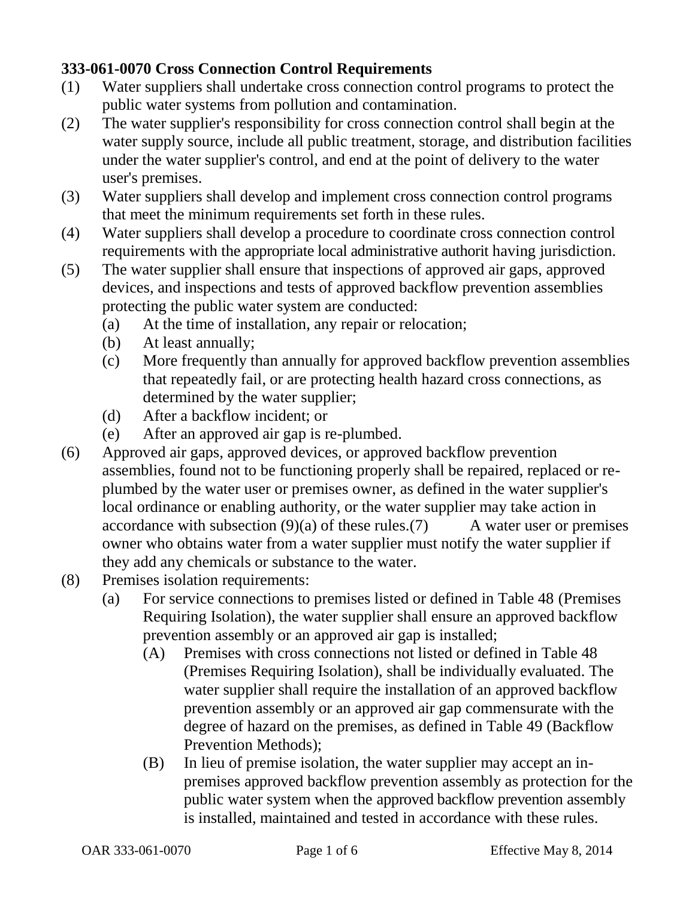**333-061-0070 Cross Connection Control Requirements**

(1) Water suppliers shall undertake cross connection control programs to protect the public water systems from pollution and contamination.

(2) The water supplier's responsibility for cross connection control shall begin at the water supply source, include all public treatment, storage, and distribution facilities under the water supplier's control, and end at the point of delivery to the water user's premises.

(3) Water suppliers shall develop and implement cross connection control programs that meet the minimum requirements set forth in these rules.

(4) Water suppliers shall develop a procedure to coordinate cross connection control requirements with the appropriate local administrative authorit having jurisdiction.

(5) The water supplier shall ensure that inspections of approved air gaps, approved devices, and inspections and tests of approved backflow prevention assemblies protecting the public water system are conducted:

- (a) At the time of installation, any repair or relocation;
- (b) At least annually;
- (c) More frequently than annually for approved backflow prevention assemblies that repeatedly fail, or are protecting health hazard cross connections, as determined by the water supplier;
- (d) After a backflow incident; or
- (e) After an approved air gap is re-plumbed.

(6) Approved air gaps, approved devices, or approved backflow prevention assemblies, found not to be functioning properly shall be repaired, replaced or re-plumbed by the water user or premises owner, as defined in the water supplier's local ordinance or enabling authority, or the water supplier may take action in accordance with subsection (9)(a) of these rules.(7) A water user or premises owner who obtains water from a water supplier must notify the water supplier if they add any chemicals or substance to the water.

(8) Premises isolation requirements:

- (a) For service connections to premises listed or defined in Table 48 (Premises Requiring Isolation), the water supplier shall ensure an approved backflow prevention assembly or an approved air gap is installed;
  - (A) Premises with cross connections not listed or defined in Table 48 (Premises Requiring Isolation), shall be individually evaluated. The water supplier shall require the installation of an approved backflow prevention assembly or an approved air gap commensurate with the degree of hazard on the premises, as defined in Table 49 (Backflow Prevention Methods);
  - (B) In lieu of premise isolation, the water supplier may accept an in-premises approved backflow prevention assembly as protection for the public water system when the approved backflow prevention assembly is installed, maintained and tested in accordance with these rules.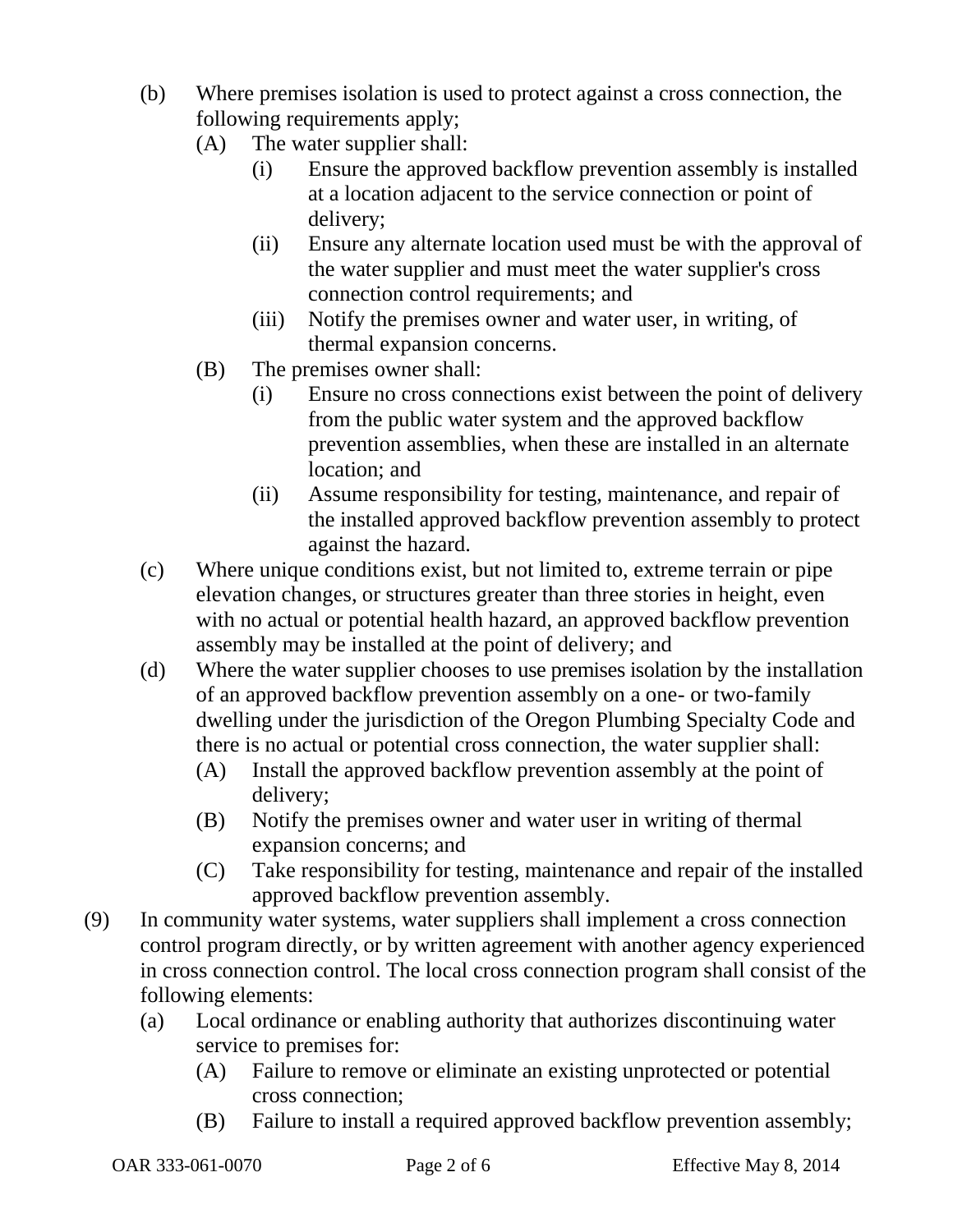(b) Where premises isolation is used to protect against a cross connection, the following requirements apply;
   (A) The water supplier shall:
      (i) Ensure the approved backflow prevention assembly is installed at a location adjacent to the service connection or point of delivery;
      (ii) Ensure any alternate location used must be with the approval of the water supplier and must meet the water supplier's cross connection control requirements; and
      (iii) Notify the premises owner and water user, in writing, of thermal expansion concerns.
   (B) The premises owner shall:
      (i) Ensure no cross connections exist between the point of delivery from the public water system and the approved backflow prevention assemblies, when these are installed in an alternate location; and
      (ii) Assume responsibility for testing, maintenance, and repair of the installed approved backflow prevention assembly to protect against the hazard.

(c) Where unique conditions exist, but not limited to, extreme terrain or pipe elevation changes, or structures greater than three stories in height, even with no actual or potential health hazard, an approved backflow prevention assembly may be installed at the point of delivery; and

(d) Where the water supplier chooses to use premises isolation by the installation of an approved backflow prevention assembly on a one- or two-family dwelling under the jurisdiction of the Oregon Plumbing Specialty Code and there is no actual or potential cross connection, the water supplier shall:
   (A) Install the approved backflow prevention assembly at the point of delivery;
   (B) Notify the premises owner and water user in writing of thermal expansion concerns; and
   (C) Take responsibility for testing, maintenance and repair of the installed approved backflow prevention assembly.

(9) In community water systems, water suppliers shall implement a cross connection control program directly, or by written agreement with another agency experienced in cross connection control. The local cross connection program shall consist of the following elements:
   (a) Local ordinance or enabling authority that authorizes discontinuing water service to premises for:
      (A) Failure to remove or eliminate an existing unprotected or potential cross connection;
      (B) Failure to install a required approved backflow prevention assembly;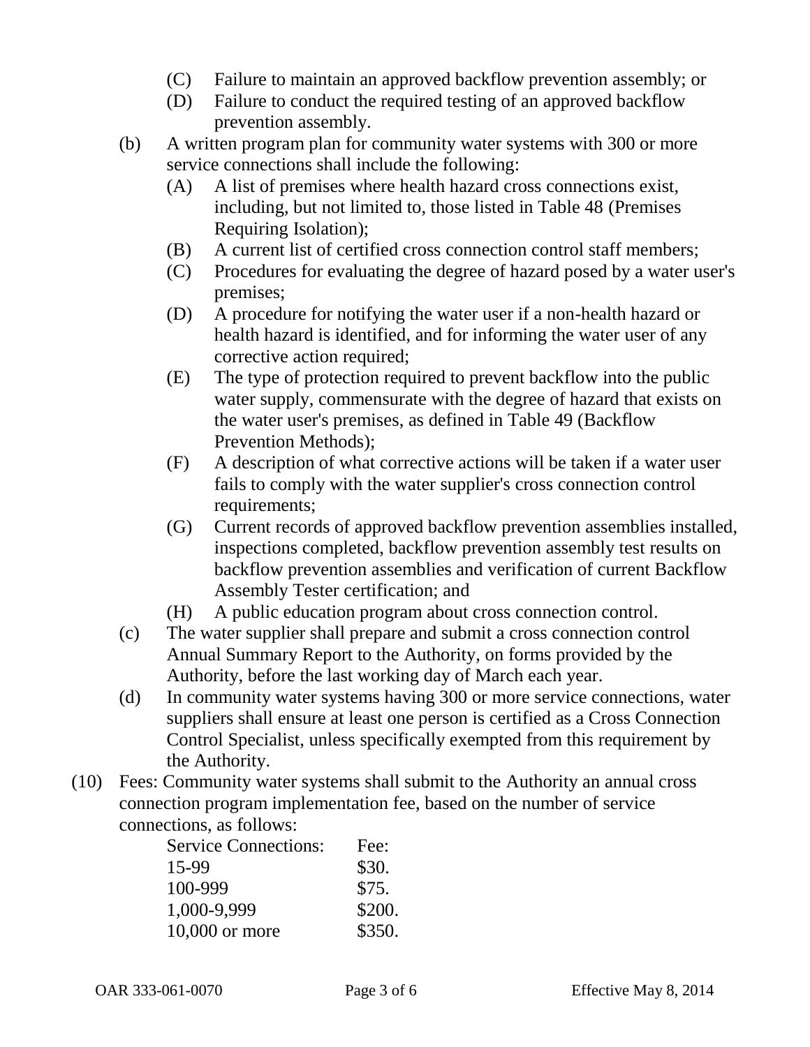- (C) Failure to maintain an approved backflow prevention assembly; or
- (D) Failure to conduct the required testing of an approved backflow prevention assembly.

(b) A written program plan for community water systems with 300 or more service connections shall include the following:

- (A) A list of premises where health hazard cross connections exist, including, but not limited to, those listed in Table 48 (Premises Requiring Isolation);
- (B) A current list of certified cross connection control staff members;
- (C) Procedures for evaluating the degree of hazard posed by a water user's premises;
- (D) A procedure for notifying the water user if a non-health hazard or health hazard is identified, and for informing the water user of any corrective action required;
- (E) The type of protection required to prevent backflow into the public water supply, commensurate with the degree of hazard that exists on the water user's premises, as defined in Table 49 (Backflow Prevention Methods);
- (F) A description of what corrective actions will be taken if a water user fails to comply with the water supplier's cross connection control requirements;
- (G) Current records of approved backflow prevention assemblies installed, inspections completed, backflow prevention assembly test results on backflow prevention assemblies and verification of current Backflow Assembly Tester certification; and
- (H) A public education program about cross connection control.

(c) The water supplier shall prepare and submit a cross connection control Annual Summary Report to the Authority, on forms provided by the Authority, before the last working day of March each year.

(d) In community water systems having 300 or more service connections, water suppliers shall ensure at least one person is certified as a Cross Connection Control Specialist, unless specifically exempted from this requirement by the Authority.

(10) Fees: Community water systems shall submit to the Authority an annual cross connection program implementation fee, based on the number of service connections, as follows:

| Service Connections: | Fee: |
|---|---|
| 15-99 | $30. |
| 100-999 | $75. |
| 1,000-9,999 | $200. |
| 10,000 or more | $350. |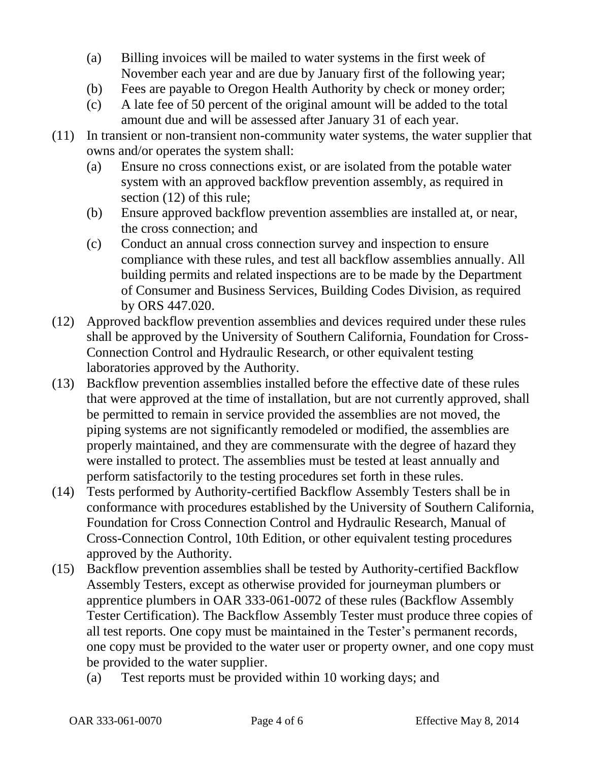(a) Billing invoices will be mailed to water systems in the first week of November each year and are due by January first of the following year;

(b) Fees are payable to Oregon Health Authority by check or money order;

(c) A late fee of 50 percent of the original amount will be added to the total amount due and will be assessed after January 31 of each year.

(11) In transient or non-transient non-community water systems, the water supplier that owns and/or operates the system shall:

(a) Ensure no cross connections exist, or are isolated from the potable water system with an approved backflow prevention assembly, as required in section (12) of this rule;

(b) Ensure approved backflow prevention assemblies are installed at, or near, the cross connection; and

(c) Conduct an annual cross connection survey and inspection to ensure compliance with these rules, and test all backflow assemblies annually. All building permits and related inspections are to be made by the Department of Consumer and Business Services, Building Codes Division, as required by ORS 447.020.

(12) Approved backflow prevention assemblies and devices required under these rules shall be approved by the University of Southern California, Foundation for Cross-Connection Control and Hydraulic Research, or other equivalent testing laboratories approved by the Authority.

(13) Backflow prevention assemblies installed before the effective date of these rules that were approved at the time of installation, but are not currently approved, shall be permitted to remain in service provided the assemblies are not moved, the piping systems are not significantly remodeled or modified, the assemblies are properly maintained, and they are commensurate with the degree of hazard they were installed to protect. The assemblies must be tested at least annually and perform satisfactorily to the testing procedures set forth in these rules.

(14) Tests performed by Authority-certified Backflow Assembly Testers shall be in conformance with procedures established by the University of Southern California, Foundation for Cross Connection Control and Hydraulic Research, Manual of Cross-Connection Control, 10th Edition, or other equivalent testing procedures approved by the Authority.

(15) Backflow prevention assemblies shall be tested by Authority-certified Backflow Assembly Testers, except as otherwise provided for journeyman plumbers or apprentice plumbers in OAR 333-061-0072 of these rules (Backflow Assembly Tester Certification). The Backflow Assembly Tester must produce three copies of all test reports. One copy must be maintained in the Tester's permanent records, one copy must be provided to the water user or property owner, and one copy must be provided to the water supplier.

(a) Test reports must be provided within 10 working days; and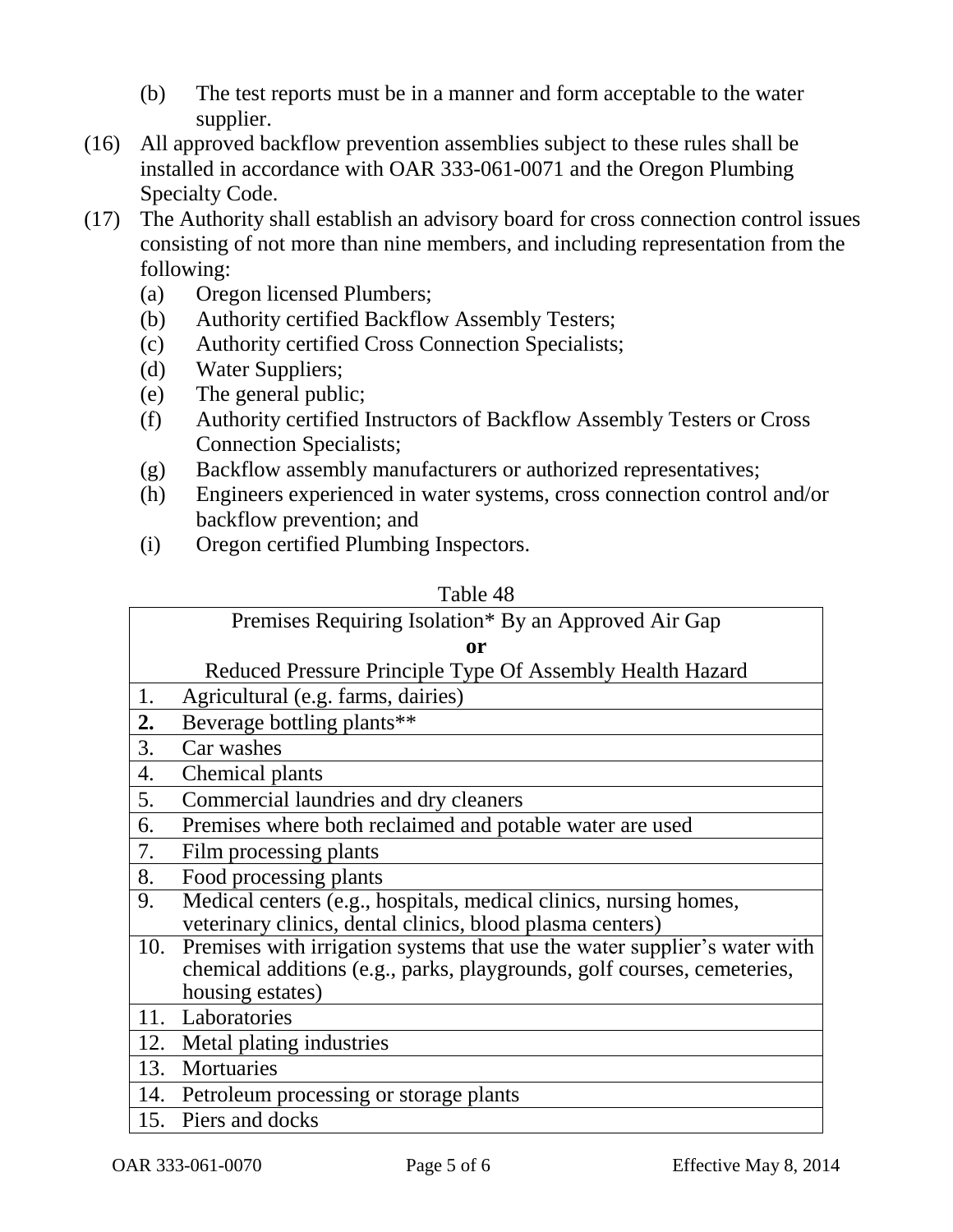(b) The test reports must be in a manner and form acceptable to the water supplier.

(16) All approved backflow prevention assemblies subject to these rules shall be installed in accordance with OAR 333-061-0071 and the Oregon Plumbing Specialty Code.

(17) The Authority shall establish an advisory board for cross connection control issues consisting of not more than nine members, and including representation from the following:

(a) Oregon licensed Plumbers;

(b) Authority certified Backflow Assembly Testers;

(c) Authority certified Cross Connection Specialists;

(d) Water Suppliers;

(e) The general public;

(f) Authority certified Instructors of Backflow Assembly Testers or Cross Connection Specialists;

(g) Backflow assembly manufacturers or authorized representatives;

(h) Engineers experienced in water systems, cross connection control and/or backflow prevention; and

(i) Oregon certified Plumbing Inspectors.

Table 48

| Premises Requiring Isolation* By an Approved Air Gap **or** Reduced Pressure Principle Type Of Assembly Health Hazard | |
|---|---|
| 1. | Agricultural (e.g. farms, dairies) |
| **2.** | Beverage bottling plants** |
| 3. | Car washes |
| 4. | Chemical plants |
| 5. | Commercial laundries and dry cleaners |
| 6. | Premises where both reclaimed and potable water are used |
| 7. | Film processing plants |
| 8. | Food processing plants |
| 9. | Medical centers (e.g., hospitals, medical clinics, nursing homes, veterinary clinics, dental clinics, blood plasma centers) |
| 10. | Premises with irrigation systems that use the water supplier's water with chemical additions (e.g., parks, playgrounds, golf courses, cemeteries, housing estates) |
| 11. | Laboratories |
| 12. | Metal plating industries |
| 13. | Mortuaries |
| 14. | Petroleum processing or storage plants |
| 15. | Piers and docks |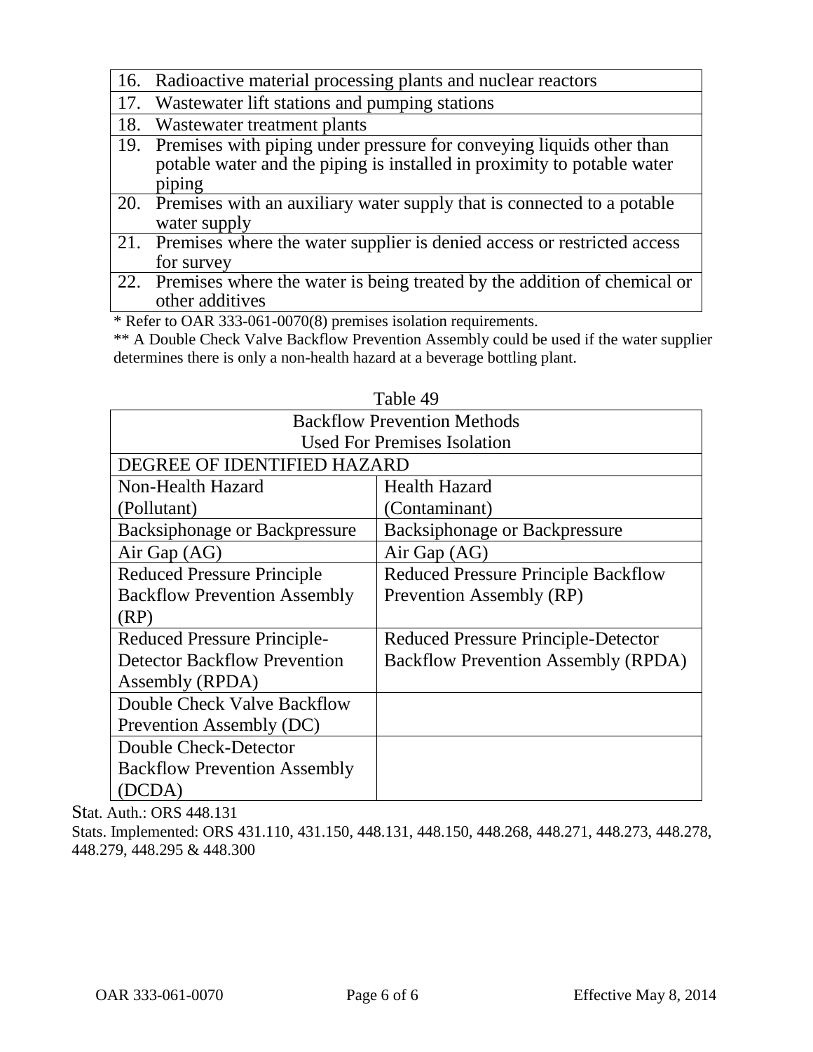| | |
|---|---|
| 16. | Radioactive material processing plants and nuclear reactors |
| 17. | Wastewater lift stations and pumping stations |
| 18. | Wastewater treatment plants |
| 19. | Premises with piping under pressure for conveying liquids other than potable water and the piping is installed in proximity to potable water piping |
| 20. | Premises with an auxiliary water supply that is connected to a potable water supply |
| 21. | Premises where the water supplier is denied access or restricted access for survey |
| 22. | Premises where the water is being treated by the addition of chemical or other additives |

* Refer to OAR 333-061-0070(8) premises isolation requirements.

** A Double Check Valve Backflow Prevention Assembly could be used if the water supplier determines there is only a non-health hazard at a beverage bottling plant.

Table 49

| Backflow Prevention Methods Used For Premises Isolation | |
|---|---|
| DEGREE OF IDENTIFIED HAZARD | |
| Non-Health Hazard (Pollutant) | Health Hazard (Contaminant) |
| Backsiphonage or Backpressure | Backsiphonage or Backpressure |
| Air Gap (AG) | Air Gap (AG) |
| Reduced Pressure Principle Backflow Prevention Assembly (RP) | Reduced Pressure Principle Backflow Prevention Assembly (RP) |
| Reduced Pressure Principle-Detector Backflow Prevention Assembly (RPDA) | Reduced Pressure Principle-Detector Backflow Prevention Assembly (RPDA) |
| Double Check Valve Backflow Prevention Assembly (DC) | |
| Double Check-Detector Backflow Prevention Assembly (DCDA) | |

Stat. Auth.: ORS 448.131

Stats. Implemented: ORS 431.110, 431.150, 448.131, 448.150, 448.268, 448.271, 448.273, 448.278, 448.279, 448.295 & 448.300